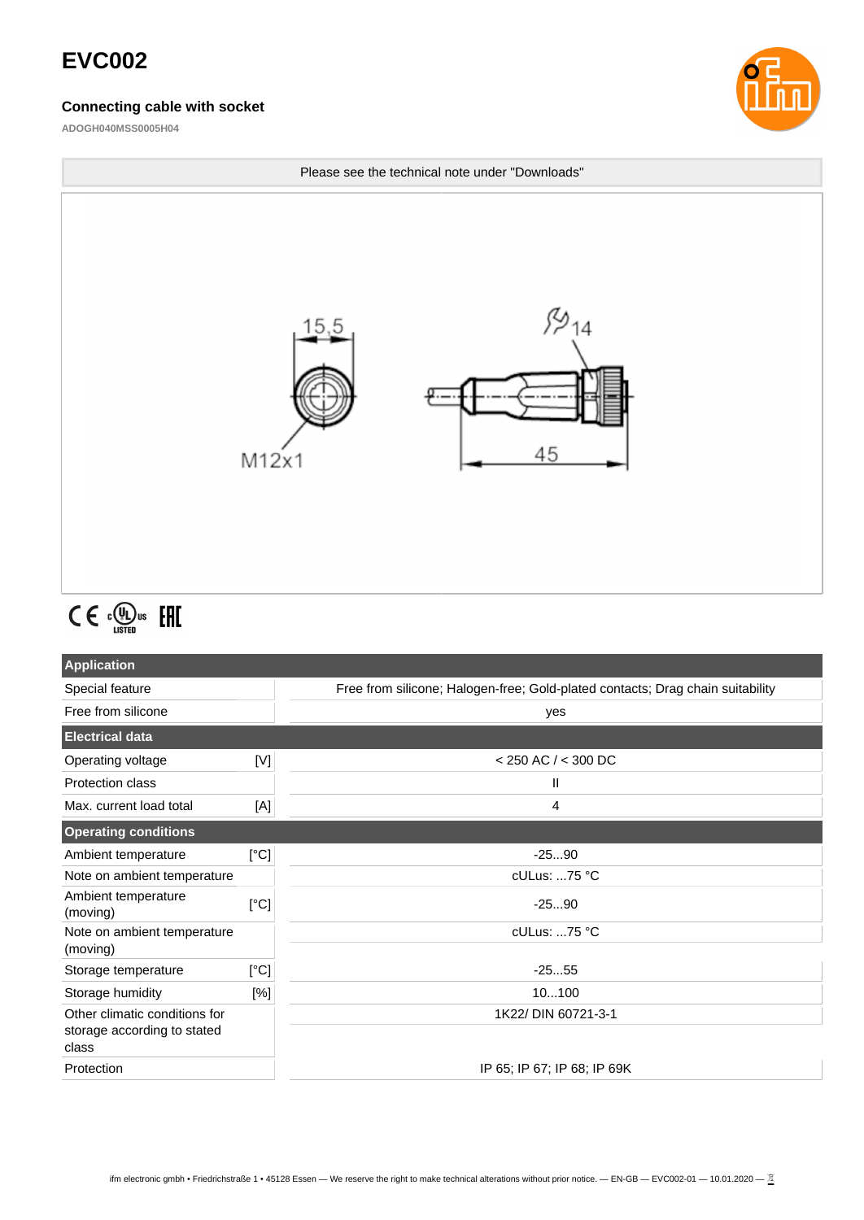# EVC002

## Connecting cable with socket

ADOGH040MSS0005H04

Please see the technical note under "Downloads"

15,5

M12x1

14

45

| Application | | |
|---|---|---|
| Special feature | | Free from silicone; Halogen-free; Gold-plated contacts; Drag chain suitability |
| Free from silicone | | yes |
| **Electrical data** | | |
| Operating voltage | [V] | < 250 AC / < 300 DC |
| Protection class | | II |
| Max. current load total | [A] | 4 |
| **Operating conditions** | | |
| Ambient temperature | [°C] | -25...90 |
| Note on ambient temperature | | cULus: ...75 °C |
| Ambient temperature (moving) | [°C] | -25...90 |
| Note on ambient temperature (moving) | | cULus: ...75 °C |
| Storage temperature | [°C] | -25...55 |
| Storage humidity | [%] | 10...100 |
| Other climatic conditions for storage according to stated class | | 1K22/ DIN 60721-3-1 |
| Protection | | IP 65; IP 67; IP 68; IP 69K |

ifm electronic gmbh • Friedrichstraße 1 • 45128 Essen — We reserve the right to make technical alterations without prior notice. — EN-GB — EVC002-01 — 10.01.2020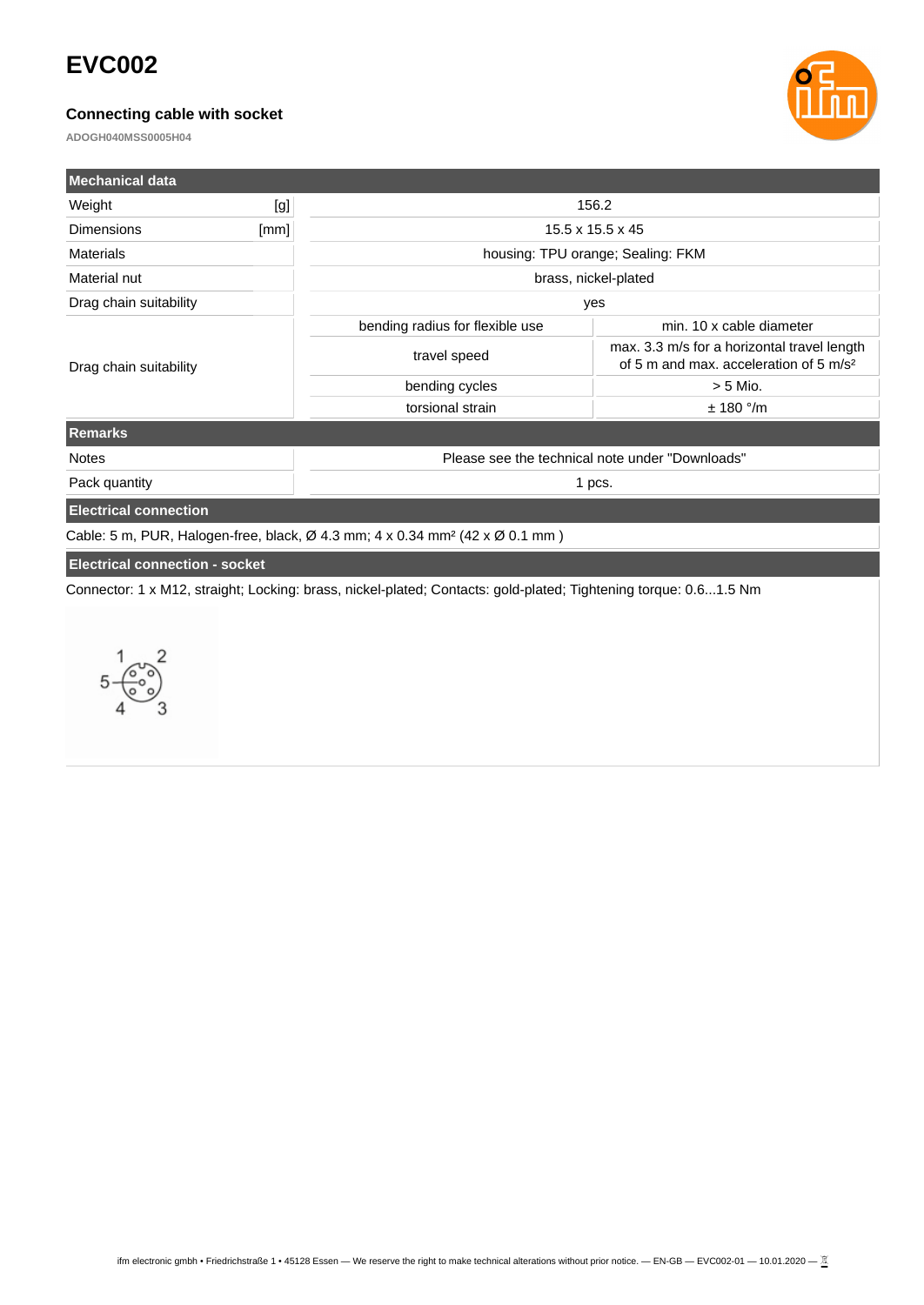# EVC002

### Connecting cable with socket

ADOGH040MSS0005H04

| Mechanical data | | | |
|---|---|---|---|
| Weight | [g] | 156.2 | |
| Dimensions | [mm] | 15.5 x 15.5 x 45 | |
| Materials | | housing: TPU orange; Sealing: FKM | |
| Material nut | | brass, nickel-plated | |
| Drag chain suitability | | yes | |
| Drag chain suitability | | bending radius for flexible use | min. 10 x cable diameter |
| | | travel speed | max. 3.3 m/s for a horizontal travel length of 5 m and max. acceleration of 5 m/s² |
| | | bending cycles | > 5 Mio. |
| | | torsional strain | ± 180 °/m |

| Remarks | |
|---|---|
| Notes | Please see the technical note under "Downloads" |
| Pack quantity | 1 pcs. |

**Electrical connection**

Cable: 5 m, PUR, Halogen-free, black, Ø 4.3 mm; 4 x 0.34 mm² (42 x Ø 0.1 mm )

**Electrical connection - socket**

Connector: 1 x M12, straight; Locking: brass, nickel-plated; Contacts: gold-plated; Tightening torque: 0.6...1.5 Nm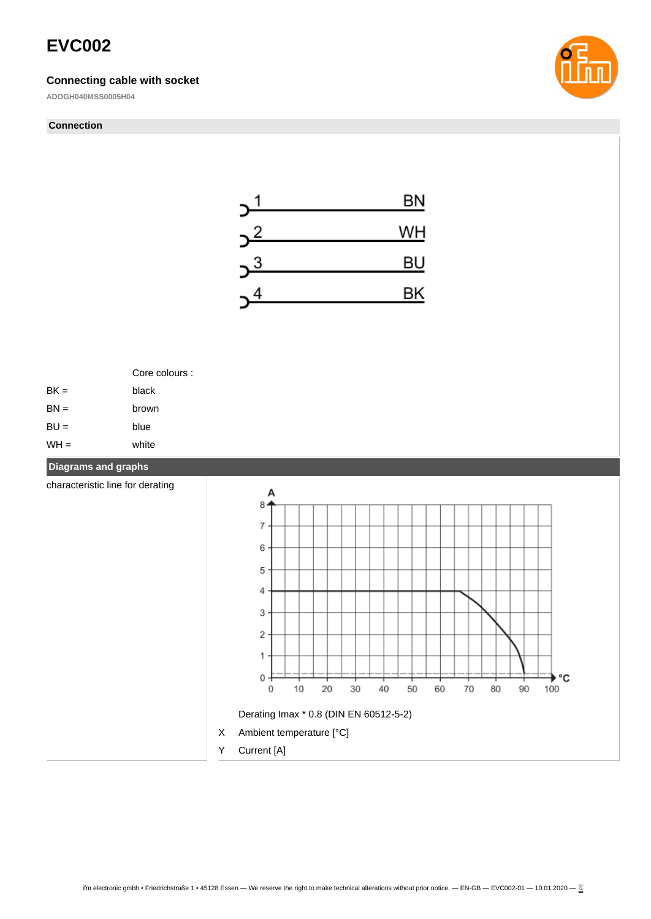# EVC002

### Connecting cable with socket

ADOGH040MSS0005H04

## Connection

1 BN

2 WH

3 BU

4 BK

| | |
|---|---|
| | Core colours : |
| BK = | black |
| BN = | brown |
| BU = | blue |
| WH = | white |

## Diagrams and graphs

characteristic line for derating

A

8
7
6
5
4
3
2
1
0

0 10 20 30 40 50 60 70 80 90 100 °C

Derating Imax * 0.8 (DIN EN 60512-5-2)

X Ambient temperature [°C]

Y Current [A]